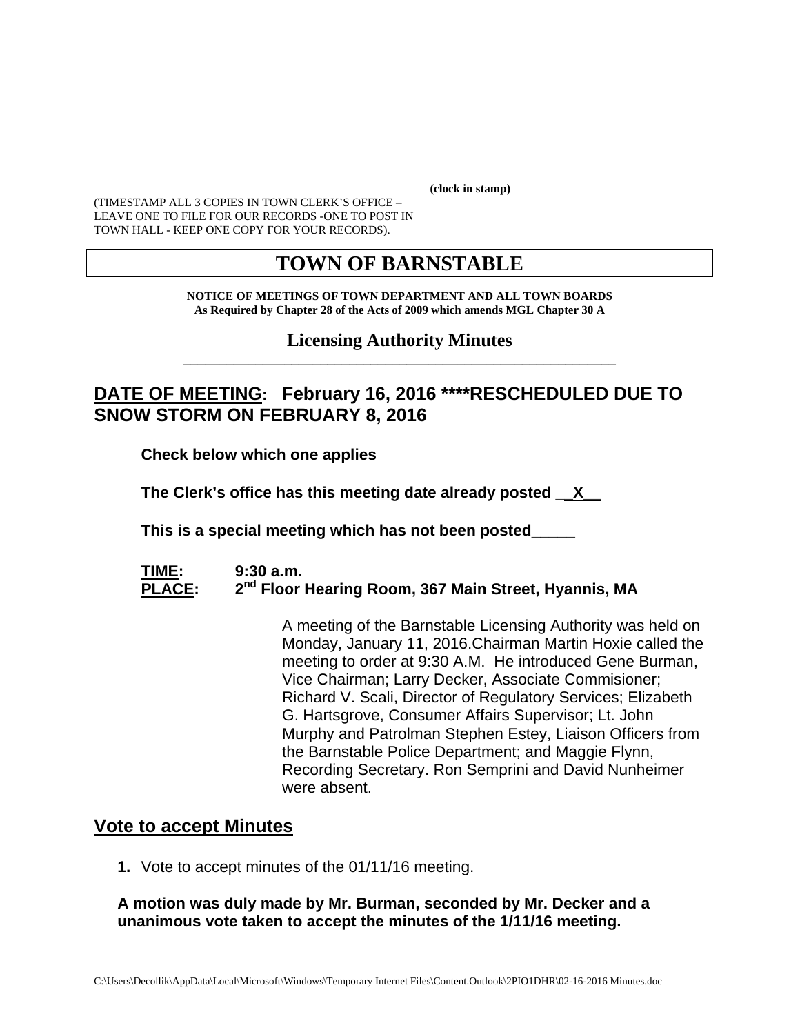(clock in stamp)

(TIMESTAMP ALL 3 COPIES IN TOWN CLERK'S OFFICE – LEAVE ONE TO FILE FOR OUR RECORDS -ONE TO POST IN TOWN HALL - KEEP ONE COPY FOR YOUR RECORDS).

# TOWN OF BARNSTABLE

**NOTICE OF MEETINGS OF TOWN DEPARTMENT AND ALL TOWN BOARDS**
**As Required by Chapter 28 of the Acts of 2009 which amends MGL Chapter 30 A**

## Licensing Authority Minutes

## DATE OF MEETING: February 16, 2016 ****RESCHEDULED DUE TO SNOW STORM ON FEBRUARY 8, 2016

**Check below which one applies**

**The Clerk's office has this meeting date already posted __X__**

**This is a special meeting which has not been posted_____**

**TIME:** **9:30 a.m.**
**PLACE:** **2nd Floor Hearing Room, 367 Main Street, Hyannis, MA**

A meeting of the Barnstable Licensing Authority was held on Monday, January 11, 2016.Chairman Martin Hoxie called the meeting to order at 9:30 A.M. He introduced Gene Burman, Vice Chairman; Larry Decker, Associate Commisioner; Richard V. Scali, Director of Regulatory Services; Elizabeth G. Hartsgrove, Consumer Affairs Supervisor; Lt. John Murphy and Patrolman Stephen Estey, Liaison Officers from the Barnstable Police Department; and Maggie Flynn, Recording Secretary. Ron Semprini and David Nunheimer were absent.

## Vote to accept Minutes

1. Vote to accept minutes of the 01/11/16 meeting.

**A motion was duly made by Mr. Burman, seconded by Mr. Decker and a unanimous vote taken to accept the minutes of the 1/11/16 meeting.**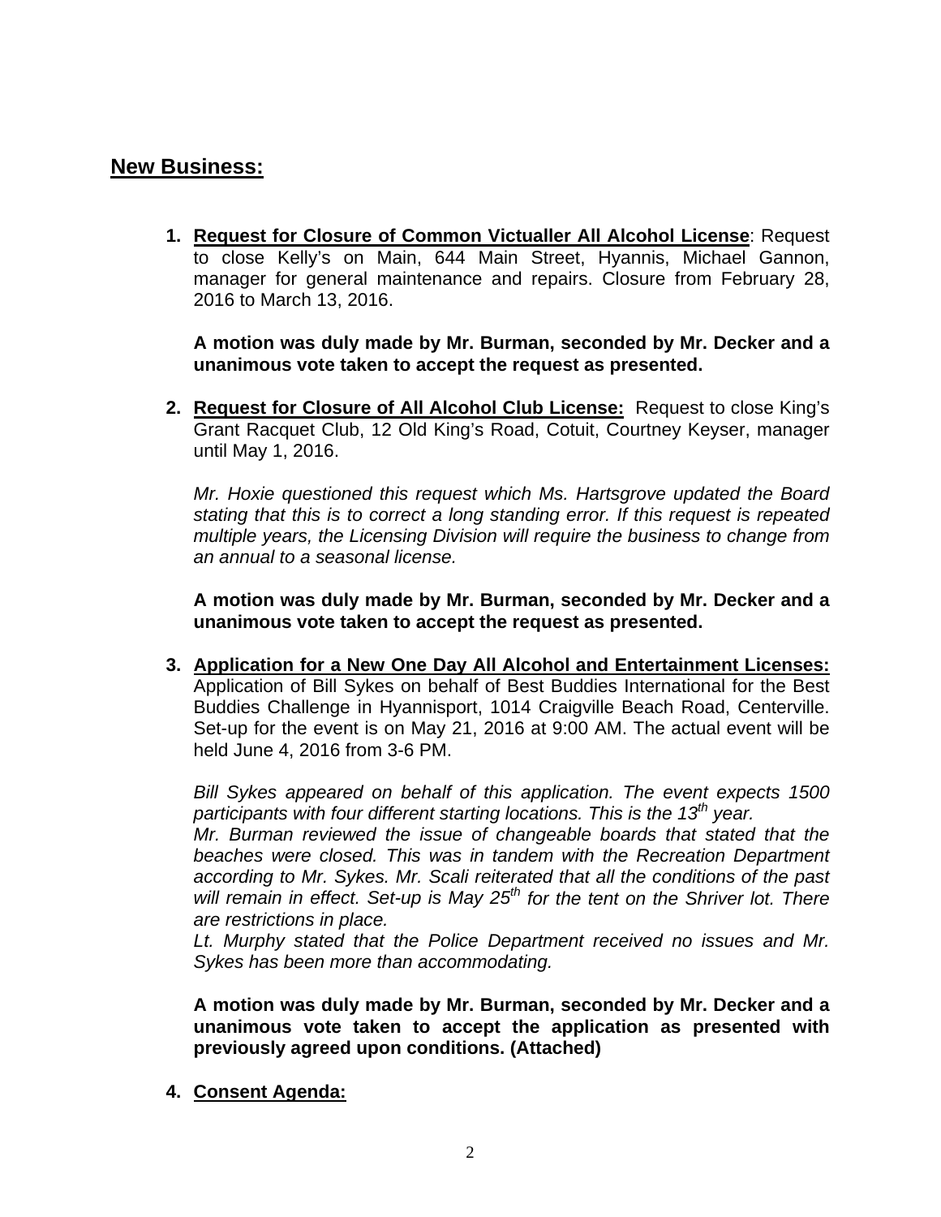## New Business:

1. **Request for Closure of Common Victualler All Alcohol License**: Request to close Kelly's on Main, 644 Main Street, Hyannis, Michael Gannon, manager for general maintenance and repairs. Closure from February 28, 2016 to March 13, 2016.

   **A motion was duly made by Mr. Burman, seconded by Mr. Decker and a unanimous vote taken to accept the request as presented.**

2. **Request for Closure of All Alcohol Club License:** Request to close King's Grant Racquet Club, 12 Old King's Road, Cotuit, Courtney Keyser, manager until May 1, 2016.

   *Mr. Hoxie questioned this request which Ms. Hartsgrove updated the Board stating that this is to correct a long standing error. If this request is repeated multiple years, the Licensing Division will require the business to change from an annual to a seasonal license.*

   **A motion was duly made by Mr. Burman, seconded by Mr. Decker and a unanimous vote taken to accept the request as presented.**

3. **Application for a New One Day All Alcohol and Entertainment Licenses:** Application of Bill Sykes on behalf of Best Buddies International for the Best Buddies Challenge in Hyannisport, 1014 Craigville Beach Road, Centerville. Set-up for the event is on May 21, 2016 at 9:00 AM. The actual event will be held June 4, 2016 from 3-6 PM.

   *Bill Sykes appeared on behalf of this application. The event expects 1500 participants with four different starting locations. This is the 13th year.*
   *Mr. Burman reviewed the issue of changeable boards that stated that the beaches were closed. This was in tandem with the Recreation Department according to Mr. Sykes. Mr. Scali reiterated that all the conditions of the past will remain in effect. Set-up is May 25th for the tent on the Shriver lot. There are restrictions in place.*
   *Lt. Murphy stated that the Police Department received no issues and Mr. Sykes has been more than accommodating.*

   **A motion was duly made by Mr. Burman, seconded by Mr. Decker and a unanimous vote taken to accept the application as presented with previously agreed upon conditions. (Attached)**

4. **Consent Agenda:**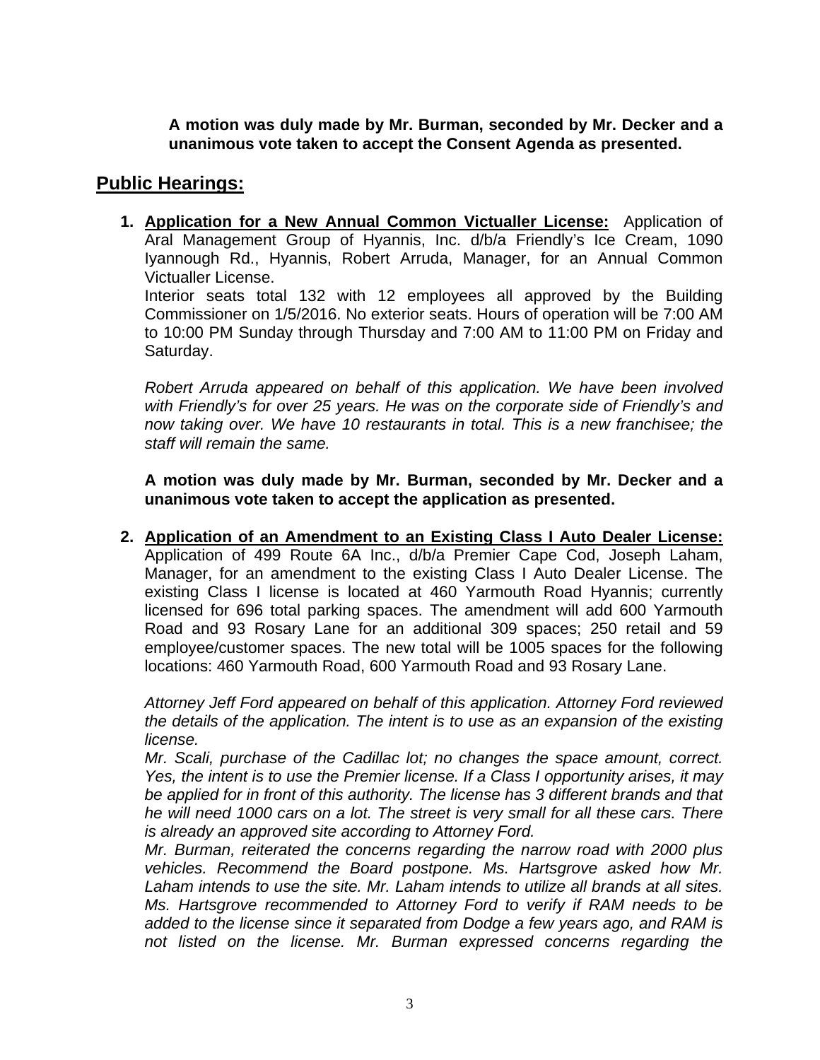**A motion was duly made by Mr. Burman, seconded by Mr. Decker and a unanimous vote taken to accept the Consent Agenda as presented.**

## Public Hearings:

1. **Application for a New Annual Common Victualler License:** Application of Aral Management Group of Hyannis, Inc. d/b/a Friendly's Ice Cream, 1090 Iyannough Rd., Hyannis, Robert Arruda, Manager, for an Annual Common Victualler License.
   Interior seats total 132 with 12 employees all approved by the Building Commissioner on 1/5/2016. No exterior seats. Hours of operation will be 7:00 AM to 10:00 PM Sunday through Thursday and 7:00 AM to 11:00 PM on Friday and Saturday.

   *Robert Arruda appeared on behalf of this application. We have been involved with Friendly's for over 25 years. He was on the corporate side of Friendly's and now taking over. We have 10 restaurants in total. This is a new franchisee; the staff will remain the same.*

   **A motion was duly made by Mr. Burman, seconded by Mr. Decker and a unanimous vote taken to accept the application as presented.**

2. **Application of an Amendment to an Existing Class I Auto Dealer License:** Application of 499 Route 6A Inc., d/b/a Premier Cape Cod, Joseph Laham, Manager, for an amendment to the existing Class I Auto Dealer License. The existing Class I license is located at 460 Yarmouth Road Hyannis; currently licensed for 696 total parking spaces. The amendment will add 600 Yarmouth Road and 93 Rosary Lane for an additional 309 spaces; 250 retail and 59 employee/customer spaces. The new total will be 1005 spaces for the following locations: 460 Yarmouth Road, 600 Yarmouth Road and 93 Rosary Lane.

   *Attorney Jeff Ford appeared on behalf of this application. Attorney Ford reviewed the details of the application. The intent is to use as an expansion of the existing license.*
   *Mr. Scali, purchase of the Cadillac lot; no changes the space amount, correct. Yes, the intent is to use the Premier license. If a Class I opportunity arises, it may be applied for in front of this authority. The license has 3 different brands and that he will need 1000 cars on a lot. The street is very small for all these cars. There is already an approved site according to Attorney Ford.*
   *Mr. Burman, reiterated the concerns regarding the narrow road with 2000 plus vehicles. Recommend the Board postpone. Ms. Hartsgrove asked how Mr. Laham intends to use the site. Mr. Laham intends to utilize all brands at all sites. Ms. Hartsgrove recommended to Attorney Ford to verify if RAM needs to be added to the license since it separated from Dodge a few years ago, and RAM is not listed on the license. Mr. Burman expressed concerns regarding the*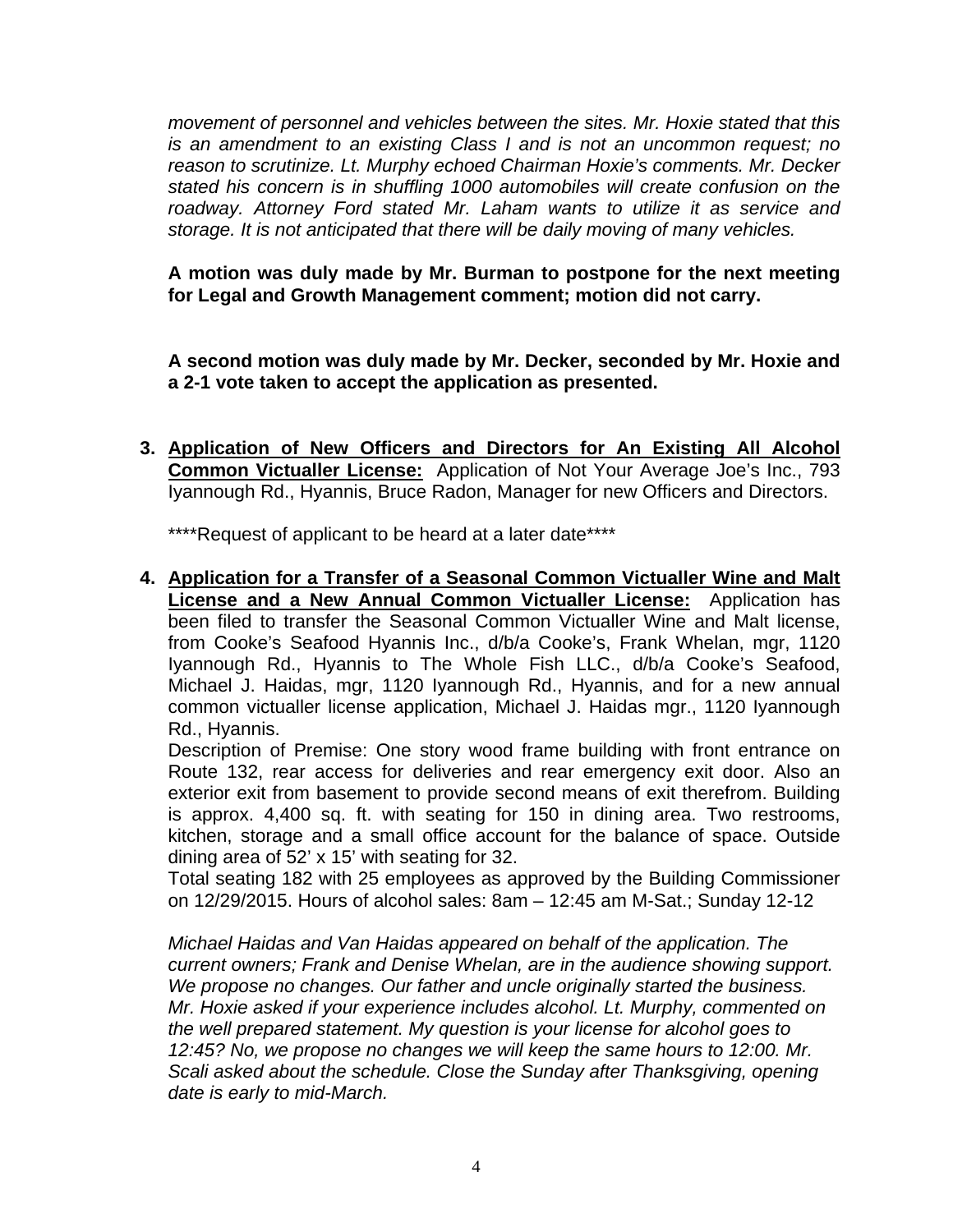*movement of personnel and vehicles between the sites. Mr. Hoxie stated that this is an amendment to an existing Class I and is not an uncommon request; no reason to scrutinize. Lt. Murphy echoed Chairman Hoxie's comments. Mr. Decker stated his concern is in shuffling 1000 automobiles will create confusion on the roadway. Attorney Ford stated Mr. Laham wants to utilize it as service and storage. It is not anticipated that there will be daily moving of many vehicles.*

**A motion was duly made by Mr. Burman to postpone for the next meeting for Legal and Growth Management comment; motion did not carry.**

**A second motion was duly made by Mr. Decker, seconded by Mr. Hoxie and a 2-1 vote taken to accept the application as presented.**

3. **<u>Application of New Officers and Directors for An Existing All Alcohol Common Victualler License:</u>** Application of Not Your Average Joe's Inc., 793 Iyannough Rd., Hyannis, Bruce Radon, Manager for new Officers and Directors.

   ****Request of applicant to be heard at a later date****

4. **<u>Application for a Transfer of a Seasonal Common Victualler Wine and Malt License and a New Annual Common Victualler License:</u>** Application has been filed to transfer the Seasonal Common Victualler Wine and Malt license, from Cooke's Seafood Hyannis Inc., d/b/a Cooke's, Frank Whelan, mgr, 1120 Iyannough Rd., Hyannis to The Whole Fish LLC., d/b/a Cooke's Seafood, Michael J. Haidas, mgr, 1120 Iyannough Rd., Hyannis, and for a new annual common victualler license application, Michael J. Haidas mgr., 1120 Iyannough Rd., Hyannis.
   Description of Premise: One story wood frame building with front entrance on Route 132, rear access for deliveries and rear emergency exit door. Also an exterior exit from basement to provide second means of exit therefrom. Building is approx. 4,400 sq. ft. with seating for 150 in dining area. Two restrooms, kitchen, storage and a small office account for the balance of space. Outside dining area of 52' x 15' with seating for 32.
   Total seating 182 with 25 employees as approved by the Building Commissioner on 12/29/2015. Hours of alcohol sales: 8am – 12:45 am M-Sat.; Sunday 12-12

   *Michael Haidas and Van Haidas appeared on behalf of the application. The current owners; Frank and Denise Whelan, are in the audience showing support. We propose no changes. Our father and uncle originally started the business. Mr. Hoxie asked if your experience includes alcohol. Lt. Murphy, commented on the well prepared statement. My question is your license for alcohol goes to 12:45? No, we propose no changes we will keep the same hours to 12:00. Mr. Scali asked about the schedule. Close the Sunday after Thanksgiving, opening date is early to mid-March.*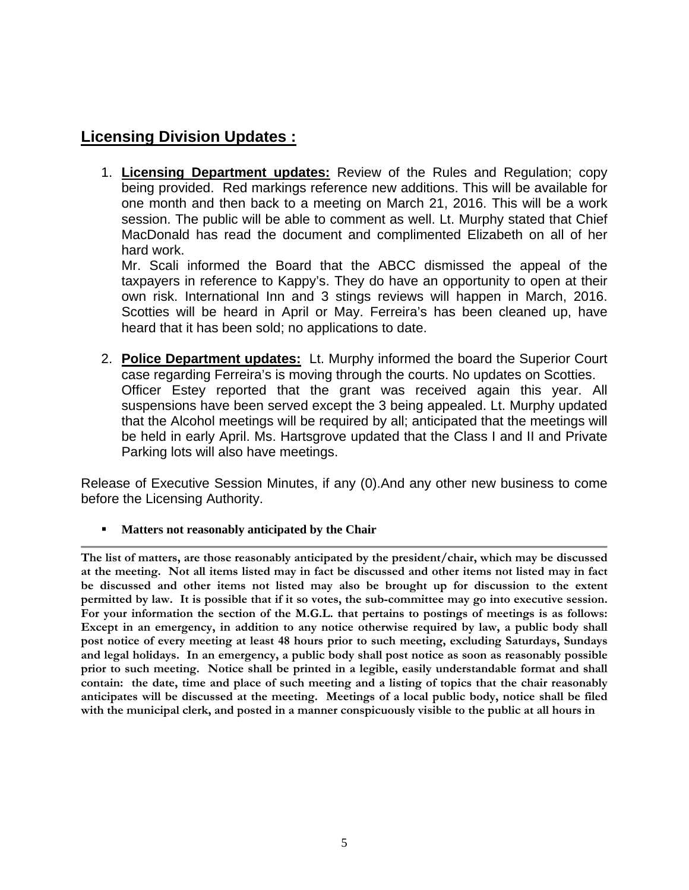## Licensing Division Updates :

1. **Licensing Department updates:** Review of the Rules and Regulation; copy being provided. Red markings reference new additions. This will be available for one month and then back to a meeting on March 21, 2016. This will be a work session. The public will be able to comment as well. Lt. Murphy stated that Chief MacDonald has read the document and complimented Elizabeth on all of her hard work.
   Mr. Scali informed the Board that the ABCC dismissed the appeal of the taxpayers in reference to Kappy's. They do have an opportunity to open at their own risk. International Inn and 3 stings reviews will happen in March, 2016. Scotties will be heard in April or May. Ferreira's has been cleaned up, have heard that it has been sold; no applications to date.

2. **Police Department updates:** Lt. Murphy informed the board the Superior Court case regarding Ferreira's is moving through the courts. No updates on Scotties.
   Officer Estey reported that the grant was received again this year. All suspensions have been served except the 3 being appealed. Lt. Murphy updated that the Alcohol meetings will be required by all; anticipated that the meetings will be held in early April. Ms. Hartsgrove updated that the Class I and II and Private Parking lots will also have meetings.

Release of Executive Session Minutes, if any (0).And any other new business to come before the Licensing Authority.

- **Matters not reasonably anticipated by the Chair**

---

**The list of matters, are those reasonably anticipated by the president/chair, which may be discussed at the meeting. Not all items listed may in fact be discussed and other items not listed may in fact be discussed and other items not listed may also be brought up for discussion to the extent permitted by law. It is possible that if it so votes, the sub-committee may go into executive session. For your information the section of the M.G.L. that pertains to postings of meetings is as follows: Except in an emergency, in addition to any notice otherwise required by law, a public body shall post notice of every meeting at least 48 hours prior to such meeting, excluding Saturdays, Sundays and legal holidays. In an emergency, a public body shall post notice as soon as reasonably possible prior to such meeting. Notice shall be printed in a legible, easily understandable format and shall contain: the date, time and place of such meeting and a listing of topics that the chair reasonably anticipates will be discussed at the meeting. Meetings of a local public body, notice shall be filed with the municipal clerk, and posted in a manner conspicuously visible to the public at all hours in**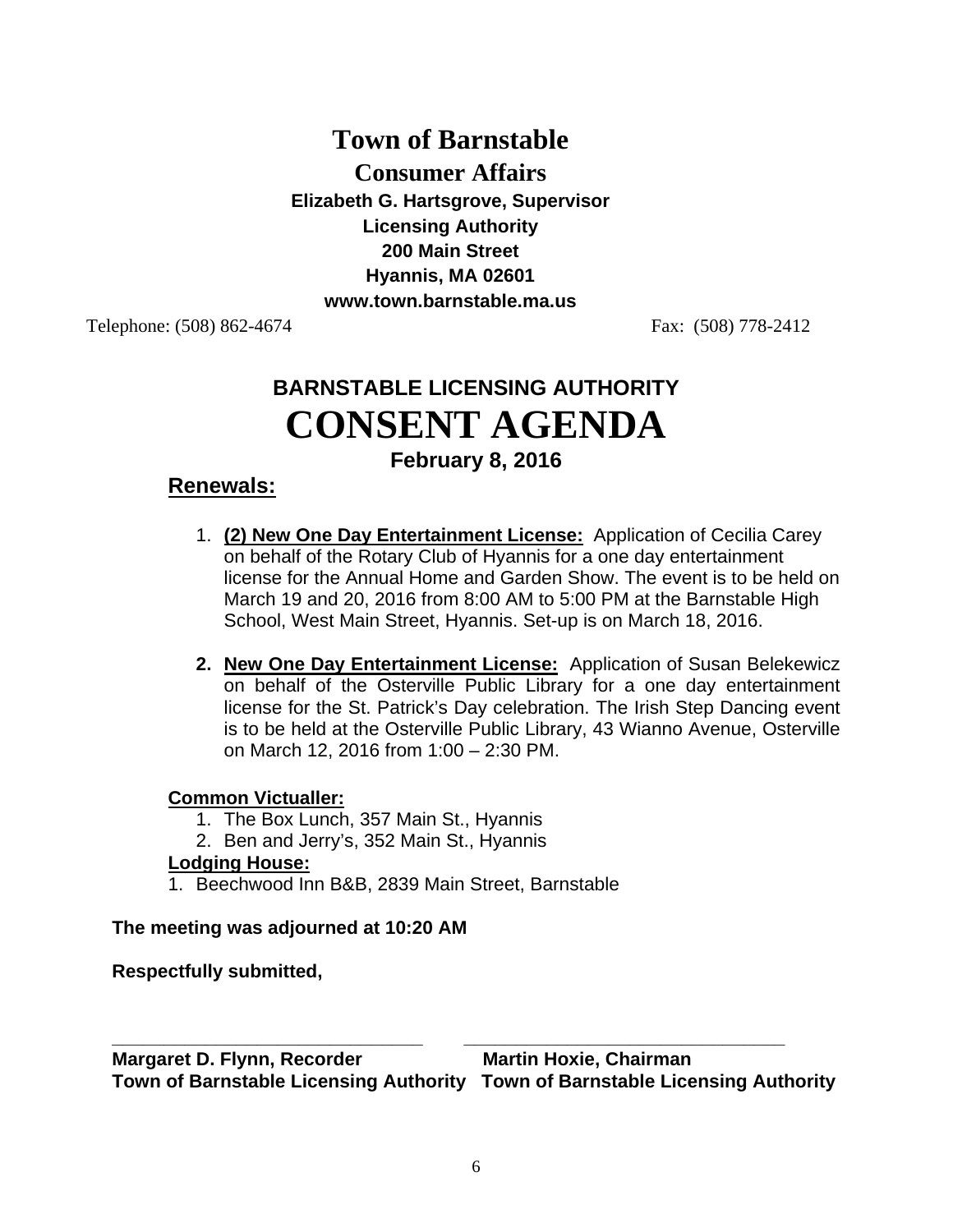# Town of Barnstable

## Consumer Affairs

**Elizabeth G. Hartsgrove, Supervisor**
**Licensing Authority**
**200 Main Street**
**Hyannis, MA 02601**
**www.town.barnstable.ma.us**

Telephone: (508) 862-4674 Fax: (508) 778-2412

## BARNSTABLE LICENSING AUTHORITY

# CONSENT AGENDA

**February 8, 2016**

## Renewals:

1. **(2) New One Day Entertainment License:** Application of Cecilia Carey on behalf of the Rotary Club of Hyannis for a one day entertainment license for the Annual Home and Garden Show. The event is to be held on March 19 and 20, 2016 from 8:00 AM to 5:00 PM at the Barnstable High School, West Main Street, Hyannis. Set-up is on March 18, 2016.

2. **New One Day Entertainment License:** Application of Susan Belekewicz on behalf of the Osterville Public Library for a one day entertainment license for the St. Patrick's Day celebration. The Irish Step Dancing event is to be held at the Osterville Public Library, 43 Wianno Avenue, Osterville on March 12, 2016 from 1:00 – 2:30 PM.

**Common Victualler:**

1. The Box Lunch, 357 Main St., Hyannis
2. Ben and Jerry's, 352 Main St., Hyannis

**Lodging House:**

1. Beechwood Inn B&B, 2839 Main Street, Barnstable

**The meeting was adjourned at 10:20 AM**

**Respectfully submitted,**

\_\_\_\_\_\_\_\_\_\_\_\_\_\_\_\_\_\_\_\_\_\_\_\_\_\_\_\_\_\_ \_\_\_\_\_\_\_\_\_\_\_\_\_\_\_\_\_\_\_\_\_\_\_\_\_\_\_\_\_\_

**Margaret D. Flynn, Recorder**
**Town of Barnstable Licensing Authority**

**Martin Hoxie, Chairman**
**Town of Barnstable Licensing Authority**